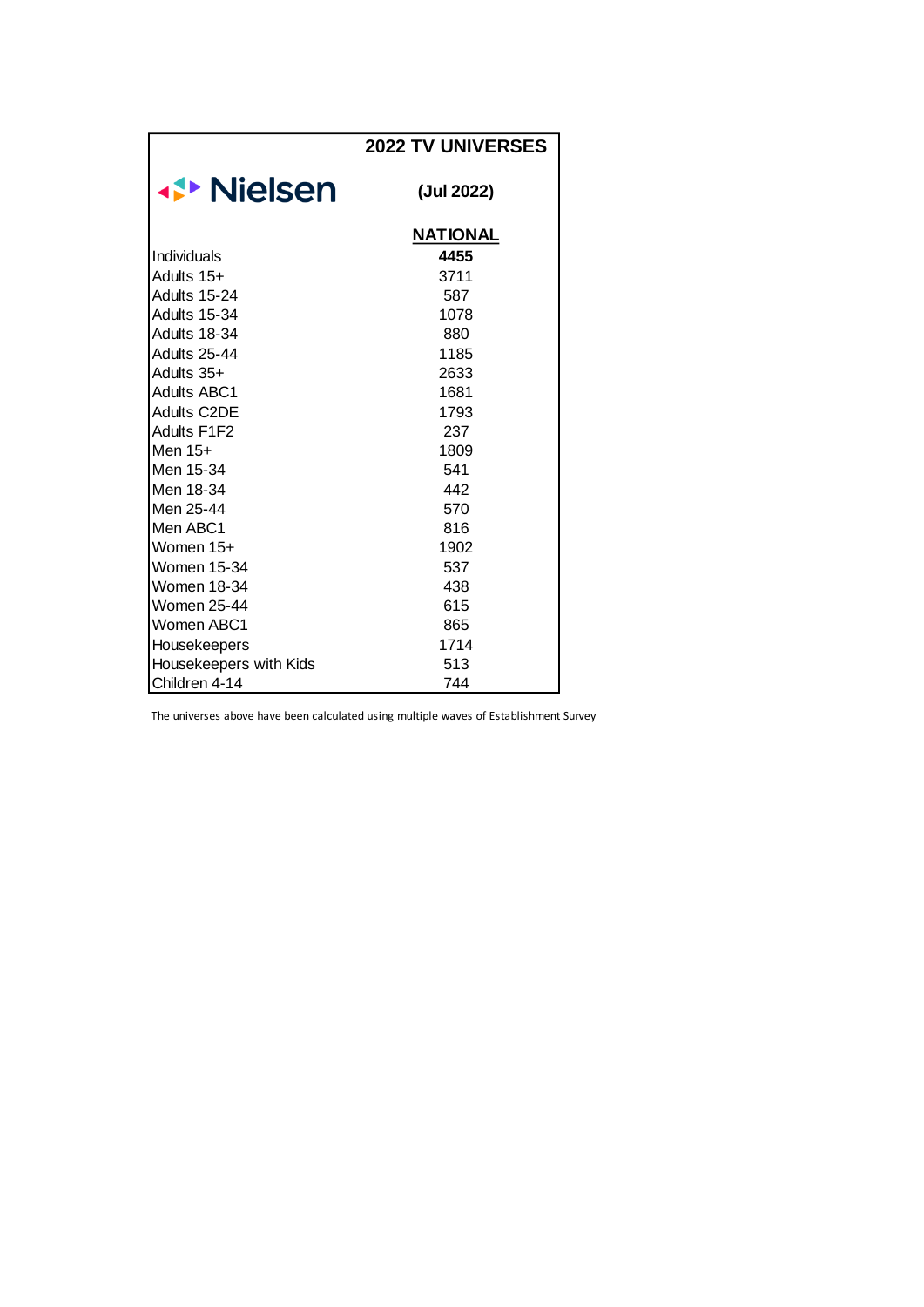## 2022 TV UNIVERSES

Nielsen

**(Jul 2022)**

| | NATIONAL |
|---|---|
| Individuals | **4455** |
| Adults 15+ | 3711 |
| Adults 15-24 | 587 |
| Adults 15-34 | 1078 |
| Adults 18-34 | 880 |
| Adults 25-44 | 1185 |
| Adults 35+ | 2633 |
| Adults ABC1 | 1681 |
| Adults C2DE | 1793 |
| Adults F1F2 | 237 |
| Men 15+ | 1809 |
| Men 15-34 | 541 |
| Men 18-34 | 442 |
| Men 25-44 | 570 |
| Men ABC1 | 816 |
| Women 15+ | 1902 |
| Women 15-34 | 537 |
| Women 18-34 | 438 |
| Women 25-44 | 615 |
| Women ABC1 | 865 |
| Housekeepers | 1714 |
| Housekeepers with Kids | 513 |
| Children 4-14 | 744 |

The universes above have been calculated using multiple waves of Establishment Survey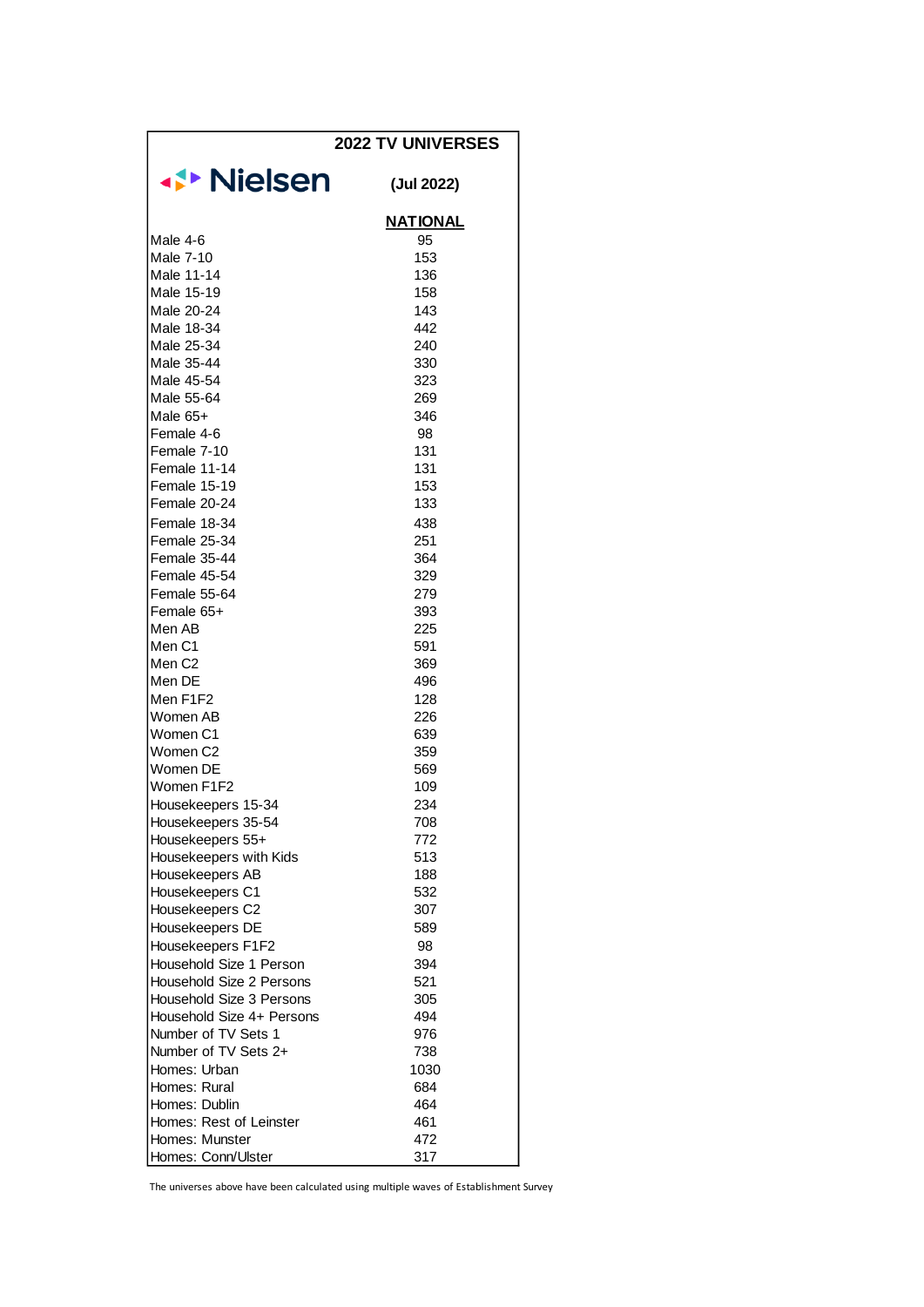## 2022 TV UNIVERSES

Nielsen

(Jul 2022)

| | NATIONAL |
|---|---|
| Male 4-6 | 95 |
| Male 7-10 | 153 |
| Male 11-14 | 136 |
| Male 15-19 | 158 |
| Male 20-24 | 143 |
| Male 18-34 | 442 |
| Male 25-34 | 240 |
| Male 35-44 | 330 |
| Male 45-54 | 323 |
| Male 55-64 | 269 |
| Male 65+ | 346 |
| Female 4-6 | 98 |
| Female 7-10 | 131 |
| Female 11-14 | 131 |
| Female 15-19 | 153 |
| Female 20-24 | 133 |
| Female 18-34 | 438 |
| Female 25-34 | 251 |
| Female 35-44 | 364 |
| Female 45-54 | 329 |
| Female 55-64 | 279 |
| Female 65+ | 393 |
| Men AB | 225 |
| Men C1 | 591 |
| Men C2 | 369 |
| Men DE | 496 |
| Men F1F2 | 128 |
| Women AB | 226 |
| Women C1 | 639 |
| Women C2 | 359 |
| Women DE | 569 |
| Women F1F2 | 109 |
| Housekeepers 15-34 | 234 |
| Housekeepers 35-54 | 708 |
| Housekeepers 55+ | 772 |
| Housekeepers with Kids | 513 |
| Housekeepers AB | 188 |
| Housekeepers C1 | 532 |
| Housekeepers C2 | 307 |
| Housekeepers DE | 589 |
| Housekeepers F1F2 | 98 |
| Household Size 1 Person | 394 |
| Household Size 2 Persons | 521 |
| Household Size 3 Persons | 305 |
| Household Size 4+ Persons | 494 |
| Number of TV Sets 1 | 976 |
| Number of TV Sets 2+ | 738 |
| Homes: Urban | 1030 |
| Homes: Rural | 684 |
| Homes: Dublin | 464 |
| Homes: Rest of Leinster | 461 |
| Homes: Munster | 472 |
| Homes: Conn/Ulster | 317 |

The universes above have been calculated using multiple waves of Establishment Survey